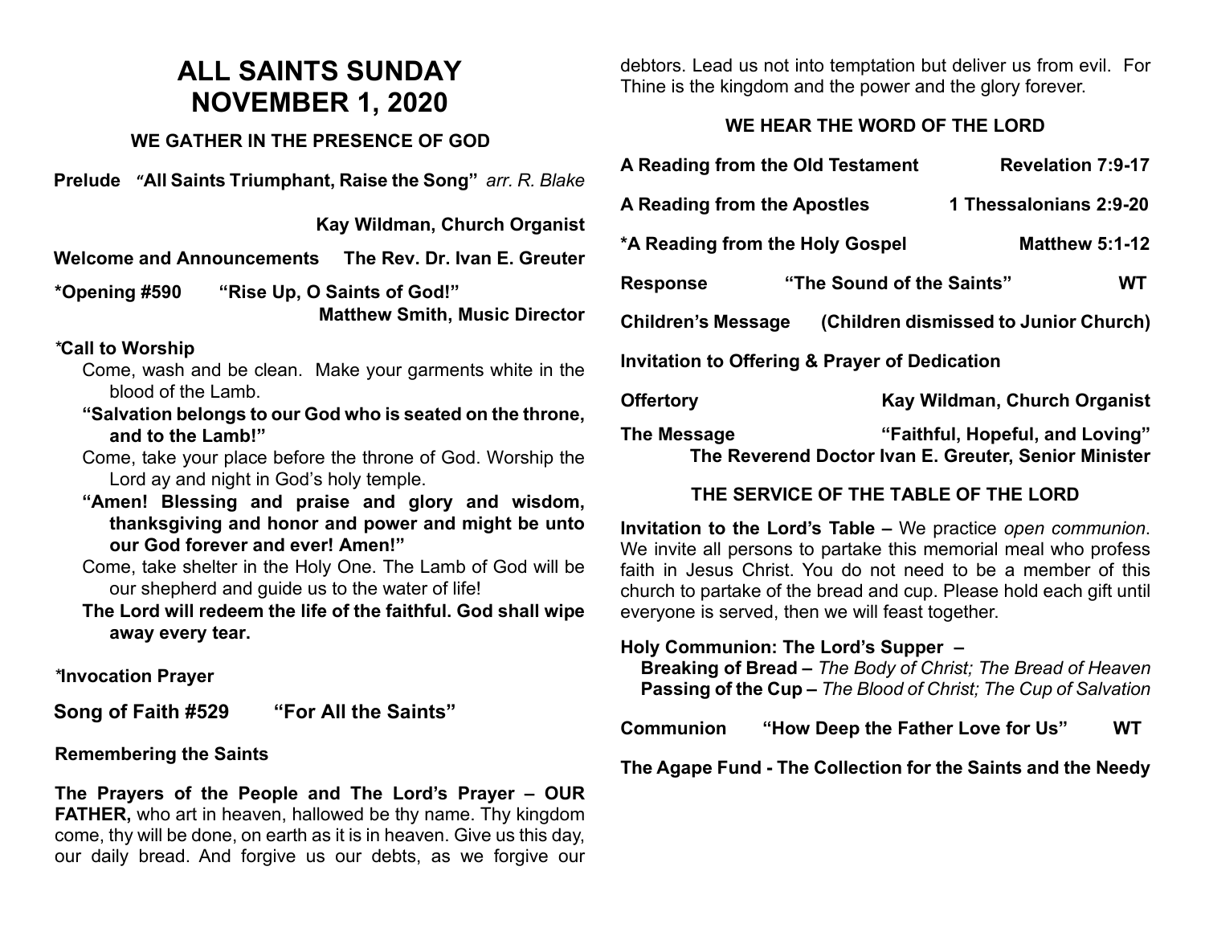# ALL SAINTS SUNDAY
# NOVEMBER 1, 2020

### WE GATHER IN THE PRESENCE OF GOD

**Prelude "All Saints Triumphant, Raise the Song"** *arr. R. Blake*

**Kay Wildman, Church Organist**

**Welcome and Announcements The Rev. Dr. Ivan E. Greuter**

**\*Opening #590 "Rise Up, O Saints of God!"**
**Matthew Smith, Music Director**

**\*Call to Worship**

Come, wash and be clean. Make your garments white in the blood of the Lamb.

**"Salvation belongs to our God who is seated on the throne, and to the Lamb!"**

Come, take your place before the throne of God. Worship the Lord ay and night in God's holy temple.

**"Amen! Blessing and praise and glory and wisdom, thanksgiving and honor and power and might be unto our God forever and ever! Amen!"**

Come, take shelter in the Holy One. The Lamb of God will be our shepherd and guide us to the water of life!

**The Lord will redeem the life of the faithful. God shall wipe away every tear.**

**\*Invocation Prayer**

**Song of Faith #529 "For All the Saints"**

**Remembering the Saints**

**The Prayers of the People and The Lord's Prayer – OUR FATHER,** who art in heaven, hallowed be thy name. Thy kingdom come, thy will be done, on earth as it is in heaven. Give us this day, our daily bread. And forgive us our debts, as we forgive our debtors. Lead us not into temptation but deliver us from evil. For Thine is the kingdom and the power and the glory forever.

### WE HEAR THE WORD OF THE LORD

**A Reading from the Old Testament Revelation 7:9-17**

**A Reading from the Apostles 1 Thessalonians 2:9-20**

**\*A Reading from the Holy Gospel Matthew 5:1-12**

**Response "The Sound of the Saints" WT**

**Children's Message (Children dismissed to Junior Church)**

**Invitation to Offering & Prayer of Dedication**

**Offertory Kay Wildman, Church Organist**

**The Message "Faithful, Hopeful, and Loving"**
**The Reverend Doctor Ivan E. Greuter, Senior Minister**

### THE SERVICE OF THE TABLE OF THE LORD

**Invitation to the Lord's Table –** We practice *open communion*. We invite all persons to partake this memorial meal who profess faith in Jesus Christ. You do not need to be a member of this church to partake of the bread and cup. Please hold each gift until everyone is served, then we will feast together.

**Holy Communion: The Lord's Supper –**
**Breaking of Bread –** *The Body of Christ; The Bread of Heaven*
**Passing of the Cup –** *The Blood of Christ; The Cup of Salvation*

**Communion "How Deep the Father Love for Us" WT**

**The Agape Fund - The Collection for the Saints and the Needy**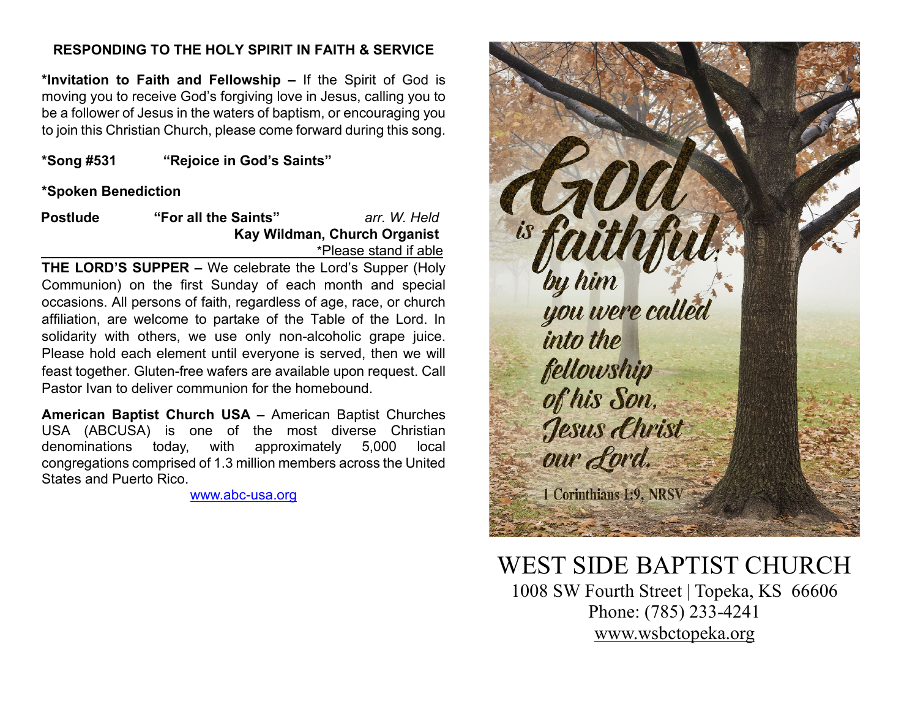## RESPONDING TO THE HOLY SPIRIT IN FAITH & SERVICE

**\*Invitation to Faith and Fellowship –** If the Spirit of God is moving you to receive God's forgiving love in Jesus, calling you to be a follower of Jesus in the waters of baptism, or encouraging you to join this Christian Church, please come forward during this song.

**\*Song #531 "Rejoice in God's Saints"**

**\*Spoken Benediction**

**Postlude "For all the Saints"** *arr. W. Held*
**Kay Wildman, Church Organist**

\*Please stand if able

**THE LORD'S SUPPER –** We celebrate the Lord's Supper (Holy Communion) on the first Sunday of each month and special occasions. All persons of faith, regardless of age, race, or church affiliation, are welcome to partake of the Table of the Lord. In solidarity with others, we use only non-alcoholic grape juice. Please hold each element until everyone is served, then we will feast together. Gluten-free wafers are available upon request. Call Pastor Ivan to deliver communion for the homebound.

**American Baptist Church USA –** American Baptist Churches USA (ABCUSA) is one of the most diverse Christian denominations today, with approximately 5,000 local congregations comprised of 1.3 million members across the United States and Puerto Rico.

www.abc-usa.org

God is faithful; by him you were called into the fellowship of his Son, Jesus Christ our Lord.
1 Corinthians 1:9, NRSV

# WEST SIDE BAPTIST CHURCH

1008 SW Fourth Street | Topeka, KS 66606
Phone: (785) 233-4241
www.wsbctopeka.org